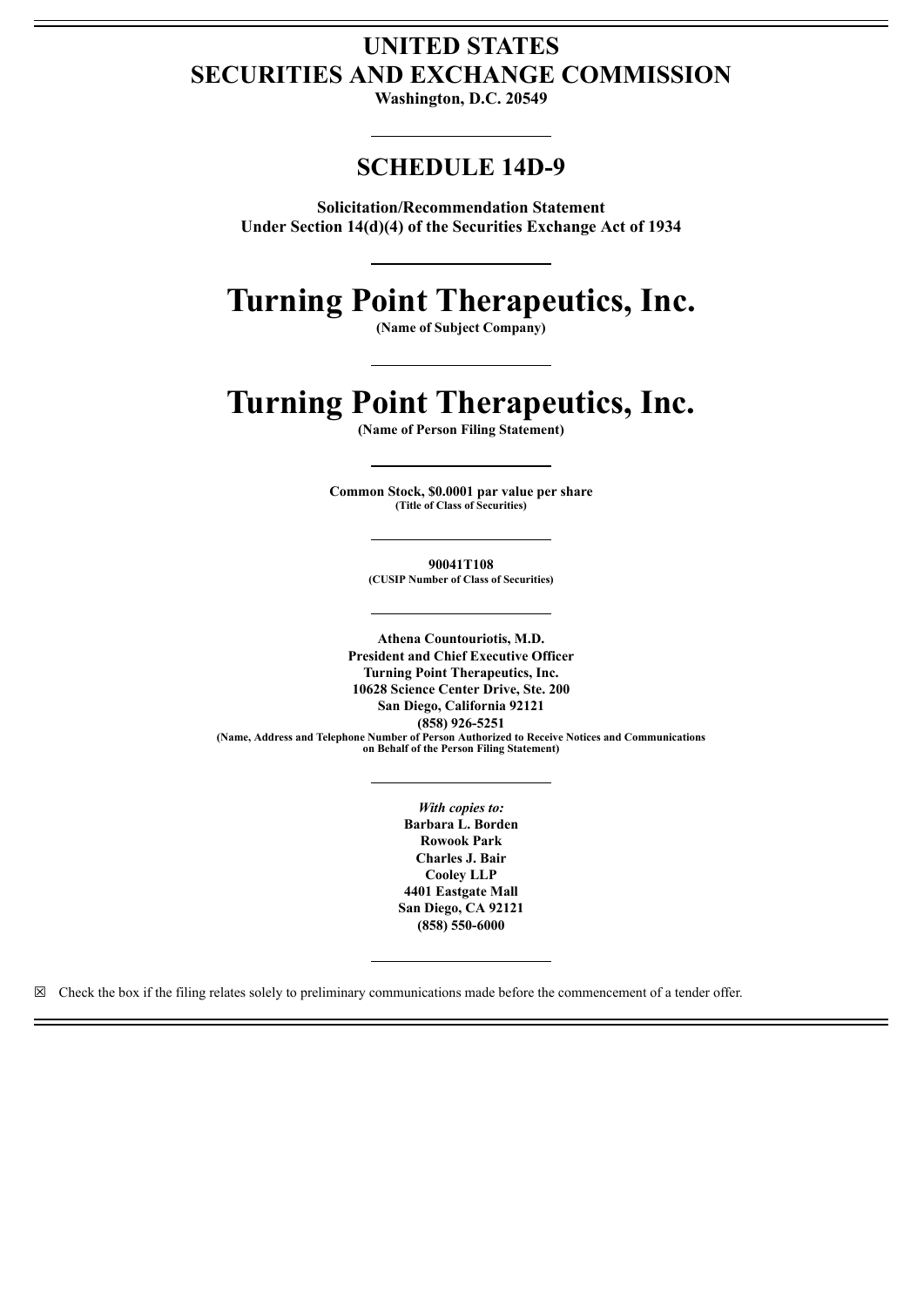# UNITED STATES
# SECURITIES AND EXCHANGE COMMISSION

**Washington, D.C. 20549**

---

## SCHEDULE 14D-9

**Solicitation/Recommendation Statement**
**Under Section 14(d)(4) of the Securities Exchange Act of 1934**

---

# Turning Point Therapeutics, Inc.

**(Name of Subject Company)**

---

# Turning Point Therapeutics, Inc.

**(Name of Person Filing Statement)**

---

**Common Stock, $0.0001 par value per share**
**(Title of Class of Securities)**

---

**90041T108**
**(CUSIP Number of Class of Securities)**

---

**Athena Countouriotis, M.D.**
**President and Chief Executive Officer**
**Turning Point Therapeutics, Inc.**
**10628 Science Center Drive, Ste. 200**
**San Diego, California 92121**
**(858) 926-5251**
**(Name, Address and Telephone Number of Person Authorized to Receive Notices and Communications on Behalf of the Person Filing Statement)**

---

*With copies to:*
**Barbara L. Borden**
**Rowook Park**
**Charles J. Bair**
**Cooley LLP**
**4401 Eastgate Mall**
**San Diego, CA 92121**
**(858) 550-6000**

---

☒ Check the box if the filing relates solely to preliminary communications made before the commencement of a tender offer.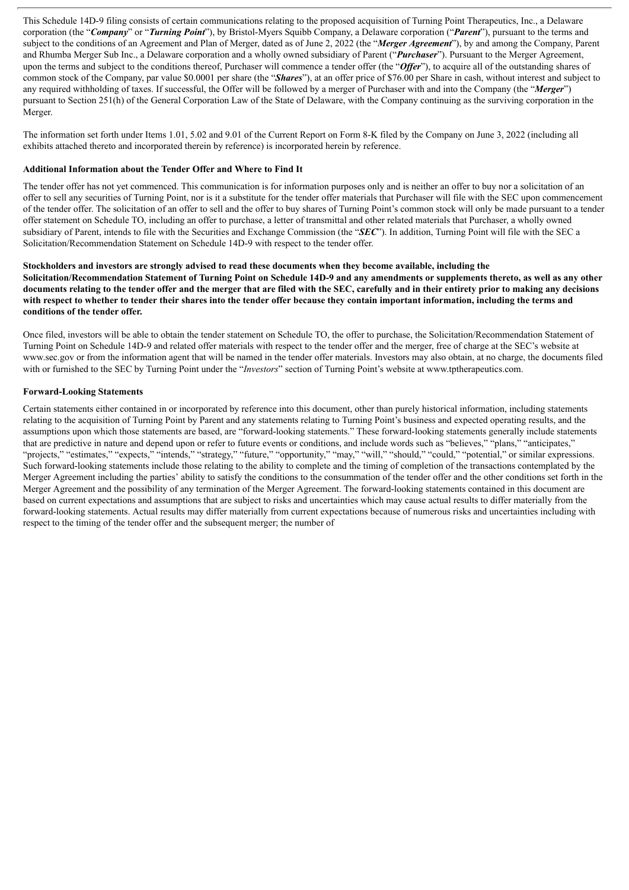This Schedule 14D-9 filing consists of certain communications relating to the proposed acquisition of Turning Point Therapeutics, Inc., a Delaware corporation (the "***Company***" or "***Turning Point***"), by Bristol-Myers Squibb Company, a Delaware corporation ("***Parent***"), pursuant to the terms and subject to the conditions of an Agreement and Plan of Merger, dated as of June 2, 2022 (the "***Merger Agreement***"), by and among the Company, Parent and Rhumba Merger Sub Inc., a Delaware corporation and a wholly owned subsidiary of Parent ("***Purchaser***"). Pursuant to the Merger Agreement, upon the terms and subject to the conditions thereof, Purchaser will commence a tender offer (the "***Offer***"), to acquire all of the outstanding shares of common stock of the Company, par value $0.0001 per share (the "***Shares***"), at an offer price of $76.00 per Share in cash, without interest and subject to any required withholding of taxes. If successful, the Offer will be followed by a merger of Purchaser with and into the Company (the "***Merger***") pursuant to Section 251(h) of the General Corporation Law of the State of Delaware, with the Company continuing as the surviving corporation in the Merger.

The information set forth under Items 1.01, 5.02 and 9.01 of the Current Report on Form 8-K filed by the Company on June 3, 2022 (including all exhibits attached thereto and incorporated therein by reference) is incorporated herein by reference.

**Additional Information about the Tender Offer and Where to Find It**

The tender offer has not yet commenced. This communication is for information purposes only and is neither an offer to buy nor a solicitation of an offer to sell any securities of Turning Point, nor is it a substitute for the tender offer materials that Purchaser will file with the SEC upon commencement of the tender offer. The solicitation of an offer to sell and the offer to buy shares of Turning Point's common stock will only be made pursuant to a tender offer statement on Schedule TO, including an offer to purchase, a letter of transmittal and other related materials that Purchaser, a wholly owned subsidiary of Parent, intends to file with the Securities and Exchange Commission (the "***SEC***"). In addition, Turning Point will file with the SEC a Solicitation/Recommendation Statement on Schedule 14D-9 with respect to the tender offer.

**Stockholders and investors are strongly advised to read these documents when they become available, including the Solicitation/Recommendation Statement of Turning Point on Schedule 14D-9 and any amendments or supplements thereto, as well as any other documents relating to the tender offer and the merger that are filed with the SEC, carefully and in their entirety prior to making any decisions with respect to whether to tender their shares into the tender offer because they contain important information, including the terms and conditions of the tender offer.**

Once filed, investors will be able to obtain the tender statement on Schedule TO, the offer to purchase, the Solicitation/Recommendation Statement of Turning Point on Schedule 14D-9 and related offer materials with respect to the tender offer and the merger, free of charge at the SEC's website at www.sec.gov or from the information agent that will be named in the tender offer materials. Investors may also obtain, at no charge, the documents filed with or furnished to the SEC by Turning Point under the "*Investors*" section of Turning Point's website at www.tptherapeutics.com.

**Forward-Looking Statements**

Certain statements either contained in or incorporated by reference into this document, other than purely historical information, including statements relating to the acquisition of Turning Point by Parent and any statements relating to Turning Point's business and expected operating results, and the assumptions upon which those statements are based, are "forward-looking statements." These forward-looking statements generally include statements that are predictive in nature and depend upon or refer to future events or conditions, and include words such as "believes," "plans," "anticipates," "projects," "estimates," "expects," "intends," "strategy," "future," "opportunity," "may," "will," "should," "could," "potential," or similar expressions. Such forward-looking statements include those relating to the ability to complete and the timing of completion of the transactions contemplated by the Merger Agreement including the parties' ability to satisfy the conditions to the consummation of the tender offer and the other conditions set forth in the Merger Agreement and the possibility of any termination of the Merger Agreement. The forward-looking statements contained in this document are based on current expectations and assumptions that are subject to risks and uncertainties which may cause actual results to differ materially from the forward-looking statements. Actual results may differ materially from current expectations because of numerous risks and uncertainties including with respect to the timing of the tender offer and the subsequent merger; the number of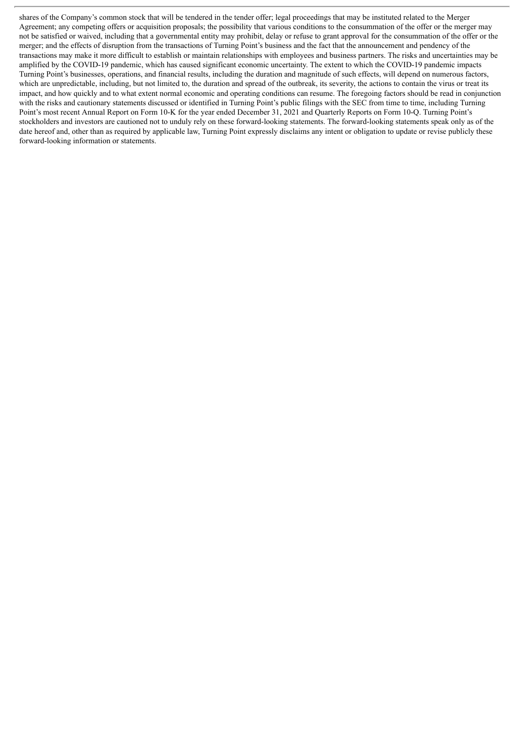shares of the Company's common stock that will be tendered in the tender offer; legal proceedings that may be instituted related to the Merger Agreement; any competing offers or acquisition proposals; the possibility that various conditions to the consummation of the offer or the merger may not be satisfied or waived, including that a governmental entity may prohibit, delay or refuse to grant approval for the consummation of the offer or the merger; and the effects of disruption from the transactions of Turning Point's business and the fact that the announcement and pendency of the transactions may make it more difficult to establish or maintain relationships with employees and business partners. The risks and uncertainties may be amplified by the COVID-19 pandemic, which has caused significant economic uncertainty. The extent to which the COVID-19 pandemic impacts Turning Point's businesses, operations, and financial results, including the duration and magnitude of such effects, will depend on numerous factors, which are unpredictable, including, but not limited to, the duration and spread of the outbreak, its severity, the actions to contain the virus or treat its impact, and how quickly and to what extent normal economic and operating conditions can resume. The foregoing factors should be read in conjunction with the risks and cautionary statements discussed or identified in Turning Point's public filings with the SEC from time to time, including Turning Point's most recent Annual Report on Form 10-K for the year ended December 31, 2021 and Quarterly Reports on Form 10-Q. Turning Point's stockholders and investors are cautioned not to unduly rely on these forward-looking statements. The forward-looking statements speak only as of the date hereof and, other than as required by applicable law, Turning Point expressly disclaims any intent or obligation to update or revise publicly these forward-looking information or statements.